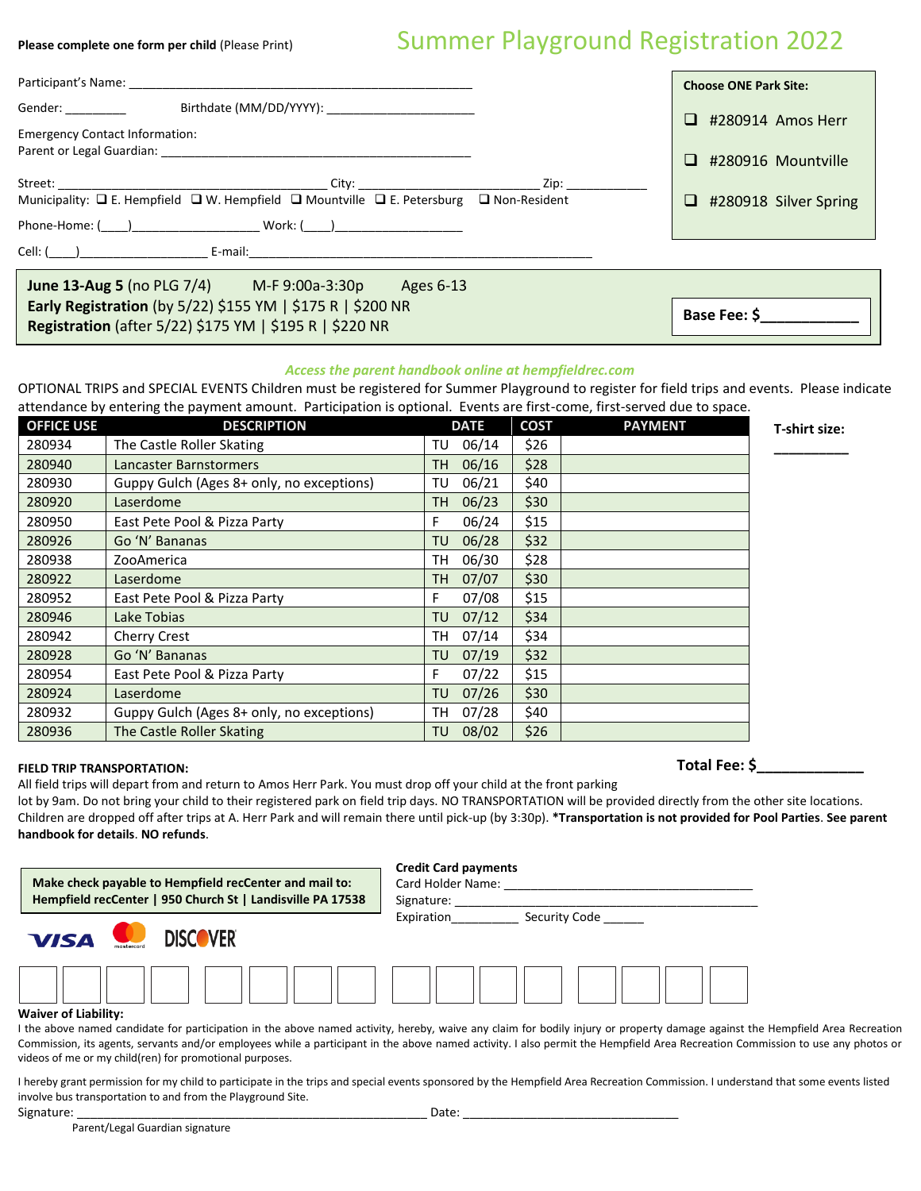**Please complete one form per child** (Please Print)

# Summer Playground Registration 2022

Participant's Name: ___________________________________________________

Gender: _________ Birthdate (MM/DD/YYYY): ______________________

Emergency Contact Information:
Parent or Legal Guardian: _______________________________________________

Street: _________________________________________ City: ___________________________ Zip: ____________

Municipality: ❑ E. Hempfield ❑ W. Hempfield ❑ Mountville ❑ E. Petersburg ❑ Non-Resident

Phone-Home: (____)___________________ Work: (____)___________________

Cell: (____)___________________ E-mail:_____________________________________________________

**Choose ONE Park Site:**

- ❑ #280914 Amos Herr
- ❑ #280916 Mountville
- ❑ #280918 Silver Spring

**June 13-Aug 5** (no PLG 7/4) M-F 9:00a-3:30p Ages 6-13

**Early Registration** (by 5/22) $155 YM | $175 R | $200 NR

**Registration** (after 5/22) $175 YM | $195 R | $220 NR

**Base Fee: $____________**

*Access the parent handbook online at hempfieldrec.com*

OPTIONAL TRIPS and SPECIAL EVENTS Children must be registered for Summer Playground to register for field trips and events. Please indicate attendance by entering the payment amount. Participation is optional. Events are first-come, first-served due to space.

| OFFICE USE | DESCRIPTION | DATE | COST | PAYMENT |
|---|---|---|---|---|
| 280934 | The Castle Roller Skating | TU 06/14 | $26 | |
| 280940 | Lancaster Barnstormers | TH 06/16 | $28 | |
| 280930 | Guppy Gulch (Ages 8+ only, no exceptions) | TU 06/21 | $40 | |
| 280920 | Laserdome | TH 06/23 | $30 | |
| 280950 | East Pete Pool & Pizza Party | F 06/24 | $15 | |
| 280926 | Go 'N' Bananas | TU 06/28 | $32 | |
| 280938 | ZooAmerica | TH 06/30 | $28 | |
| 280922 | Laserdome | TH 07/07 | $30 | |
| 280952 | East Pete Pool & Pizza Party | F 07/08 | $15 | |
| 280946 | Lake Tobias | TU 07/12 | $34 | |
| 280942 | Cherry Crest | TH 07/14 | $34 | |
| 280928 | Go 'N' Bananas | TU 07/19 | $32 | |
| 280954 | East Pete Pool & Pizza Party | F 07/22 | $15 | |
| 280924 | Laserdome | TU 07/26 | $30 | |
| 280932 | Guppy Gulch (Ages 8+ only, no exceptions) | TH 07/28 | $40 | |
| 280936 | The Castle Roller Skating | TU 08/02 | $26 | |

**T-shirt size:** __________

**Total Fee: $_____________**

**FIELD TRIP TRANSPORTATION:**
All field trips will depart from and return to Amos Herr Park. You must drop off your child at the front parking lot by 9am. Do not bring your child to their registered park on field trip days. NO TRANSPORTATION will be provided directly from the other site locations. Children are dropped off after trips at A. Herr Park and will remain there until pick-up (by 3:30p). ***Transportation is not provided for Pool Parties**. **See parent handbook for details**. **NO refunds**.

**Make check payable to Hempfield recCenter and mail to:**
**Hempfield recCenter | 950 Church St | Landisville PA 17538**

**Credit Card payments**

Card Holder Name: ______________________________________

Signature: _____________________________________________

Expiration__________ Security Code ______

**Waiver of Liability:**
I the above named candidate for participation in the above named activity, hereby, waive any claim for bodily injury or property damage against the Hempfield Area Recreation Commission, its agents, servants and/or employees while a participant in the above named activity. I also permit the Hempfield Area Recreation Commission to use any photos or videos of me or my child(ren) for promotional purposes.

I hereby grant permission for my child to participate in the trips and special events sponsored by the Hempfield Area Recreation Commission. I understand that some events listed involve bus transportation to and from the Playground Site.

Signature: _______________________________________________________ Date: _________________________________

Parent/Legal Guardian signature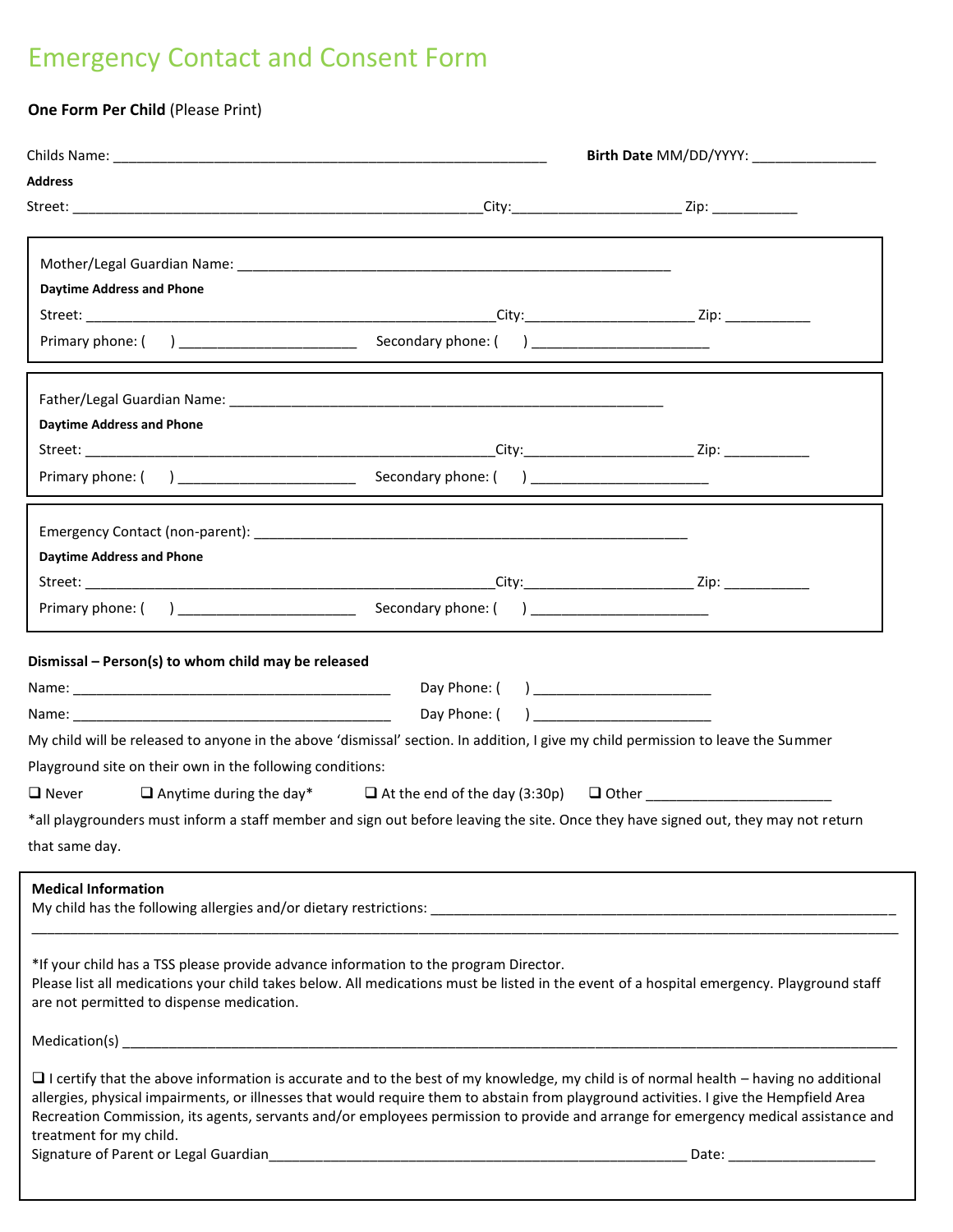# Emergency Contact and Consent Form

**One Form Per Child** (Please Print)

Childs Name: ___________________________________________________________ **Birth Date** MM/DD/YYYY: ________________

**Address**

Street: ______________________________________________________City:______________________ Zip: ___________

Mother/Legal Guardian Name: ___________________________________________________________

**Daytime Address and Phone**

Street: ______________________________________________________City:______________________ Zip: ___________

Primary phone: ( ) ________________________ Secondary phone: ( ) ________________________

Father/Legal Guardian Name: ___________________________________________________________

**Daytime Address and Phone**

Street: ______________________________________________________City:______________________ Zip: ___________

Primary phone: ( ) ________________________ Secondary phone: ( ) ________________________

Emergency Contact (non-parent): ___________________________________________________________

**Daytime Address and Phone**

Street: ______________________________________________________City:______________________ Zip: ___________

Primary phone: ( ) ________________________ Secondary phone: ( ) ________________________

**Dismissal – Person(s) to whom child may be released**

Name: __________________________________________ Day Phone: ( ) ________________________

Name: __________________________________________ Day Phone: ( ) ________________________

My child will be released to anyone in the above 'dismissal' section. In addition, I give my child permission to leave the Summer Playground site on their own in the following conditions:

❑ Never ❑ Anytime during the day* ❑ At the end of the day (3:30p) ❑ Other ________________________

*all playgrounders must inform a staff member and sign out before leaving the site. Once they have signed out, they may not return that same day.

**Medical Information**

My child has the following allergies and/or dietary restrictions: ______________________________________________________________

_____________________________________________________________________________________________________________

*If your child has a TSS please provide advance information to the program Director.
Please list all medications your child takes below. All medications must be listed in the event of a hospital emergency. Playground staff are not permitted to dispense medication.

Medication(s) ______________________________________________________________________________________________

❑ I certify that the above information is accurate and to the best of my knowledge, my child is of normal health – having no additional allergies, physical impairments, or illnesses that would require them to abstain from playground activities. I give the Hempfield Area Recreation Commission, its agents, servants and/or employees permission to provide and arrange for emergency medical assistance and treatment for my child.

Signature of Parent or Legal Guardian_______________________________________________________ Date: ___________________